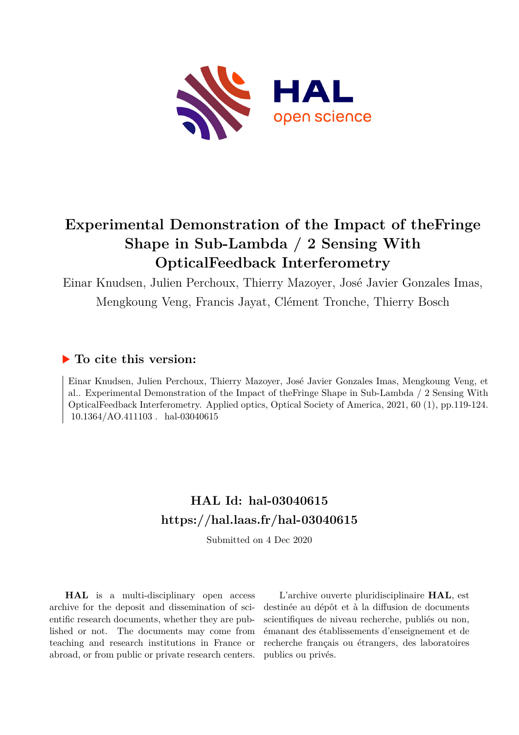# Experimental Demonstration of the Impact of theFringe Shape in Sub-Lambda / 2 Sensing With OpticalFeedback Interferometry

Einar Knudsen, Julien Perchoux, Thierry Mazoyer, José Javier Gonzales Imas, Mengkoung Veng, Francis Jayat, Clément Tronche, Thierry Bosch

## ▶ To cite this version:

Einar Knudsen, Julien Perchoux, Thierry Mazoyer, José Javier Gonzales Imas, Mengkoung Veng, et al.. Experimental Demonstration of the Impact of theFringe Shape in Sub-Lambda / 2 Sensing With OpticalFeedback Interferometry. Applied optics, Optical Society of America, 2021, 60 (1), pp.119-124. 10.1364/AO.411103 . hal-03040615

**HAL Id: hal-03040615**
**https://hal.laas.fr/hal-03040615**

Submitted on 4 Dec 2020

**HAL** is a multi-disciplinary open access archive for the deposit and dissemination of scientific research documents, whether they are published or not. The documents may come from teaching and research institutions in France or abroad, or from public or private research centers.

L'archive ouverte pluridisciplinaire **HAL**, est destinée au dépôt et à la diffusion de documents scientifiques de niveau recherche, publiés ou non, émanant des établissements d'enseignement et de recherche français ou étrangers, des laboratoires publics ou privés.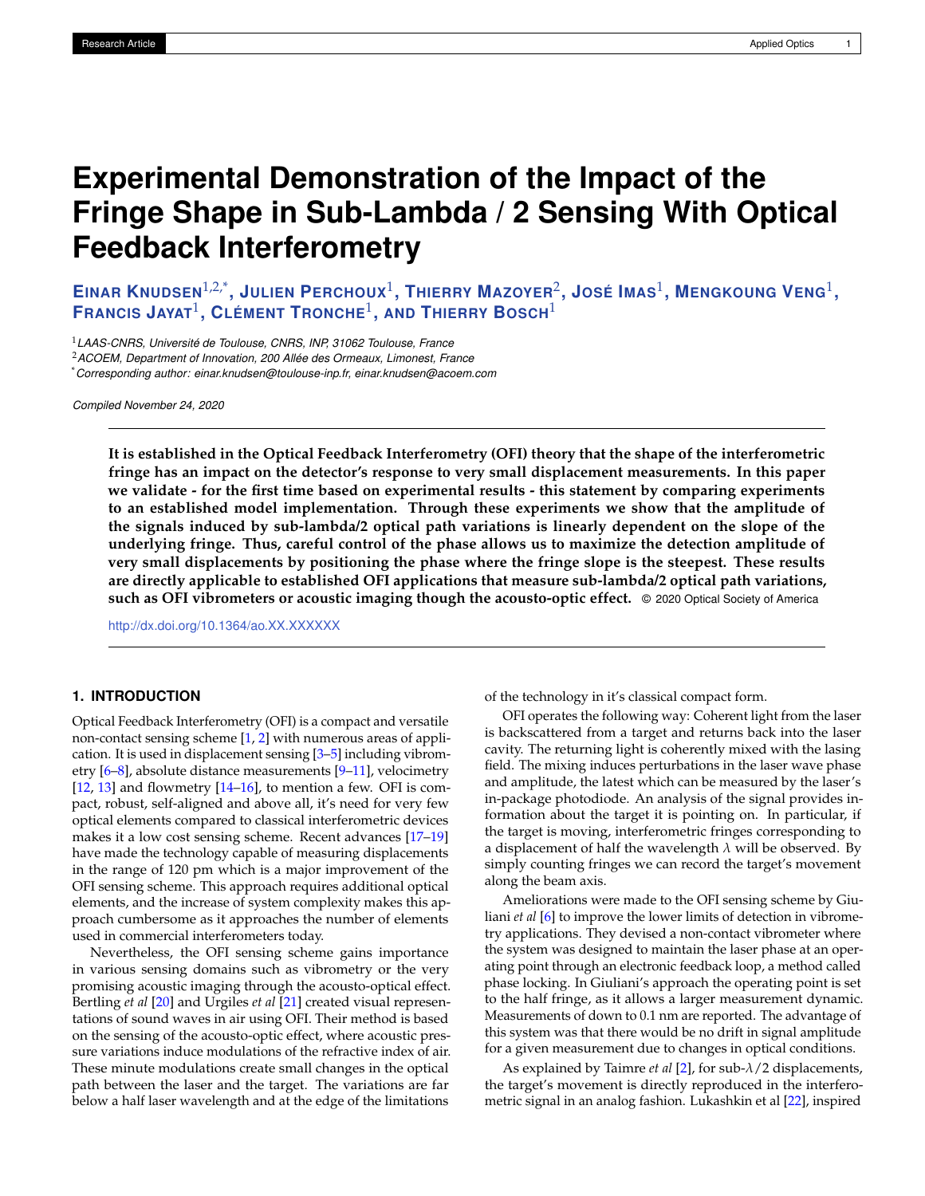# Experimental Demonstration of the Impact of the Fringe Shape in Sub-Lambda / 2 Sensing With Optical Feedback Interferometry

**Einar Knudsen**[1,2,*], **Julien Perchoux**[1], **Thierry Mazoyer**[2], **José Imas**[1], **Mengkoung Veng**[1], **Francis Jayat**[1], **Clément Tronche**[1], **and Thierry Bosch**[1]

[1] *LAAS-CNRS, Université de Toulouse, CNRS, INP, 31062 Toulouse, France*
[2] *ACOEM, Department of Innovation, 200 Allée des Ormeaux, Limonest, France*
[*] *Corresponding author: einar.knudsen@toulouse-inp.fr, einar.knudsen@acoem.com*

*Compiled November 24, 2020*

**It is established in the Optical Feedback Interferometry (OFI) theory that the shape of the interferometric fringe has an impact on the detector's response to very small displacement measurements. In this paper we validate - for the first time based on experimental results - this statement by comparing experiments to an established model implementation. Through these experiments we show that the amplitude of the signals induced by sub-lambda/2 optical path variations is linearly dependent on the slope of the underlying fringe. Thus, careful control of the phase allows us to maximize the detection amplitude of very small displacements by positioning the phase where the fringe slope is the steepest. These results are directly applicable to established OFI applications that measure sub-lambda/2 optical path variations, such as OFI vibrometers or acoustic imaging though the acousto-optic effect.** © 2020 Optical Society of America

http://dx.doi.org/10.1364/ao.XX.XXXXXX

## 1. INTRODUCTION

Optical Feedback Interferometry (OFI) is a compact and versatile non-contact sensing scheme [1, 2] with numerous areas of application. It is used in displacement sensing [3–5] including vibrometry [6–8], absolute distance measurements [9–11], velocimetry [12, 13] and flowmetry [14–16], to mention a few. OFI is compact, robust, self-aligned and above all, it's need for very few optical elements compared to classical interferometric devices makes it a low cost sensing scheme. Recent advances [17–19] have made the technology capable of measuring displacements in the range of 120 pm which is a major improvement of the OFI sensing scheme. This approach requires additional optical elements, and the increase of system complexity makes this approach cumbersome as it approaches the number of elements used in commercial interferometers today.

Nevertheless, the OFI sensing scheme gains importance in various sensing domains such as vibrometry or the very promising acoustic imaging through the acousto-optical effect. Bertling *et al* [20] and Urgiles *et al* [21] created visual representations of sound waves in air using OFI. Their method is based on the sensing of the acousto-optic effect, where acoustic pressure variations induce modulations of the refractive index of air. These minute modulations create small changes in the optical path between the laser and the target. The variations are far below a half laser wavelength and at the edge of the limitations of the technology in it's classical compact form.

OFI operates the following way: Coherent light from the laser is backscattered from a target and returns back into the laser cavity. The returning light is coherently mixed with the lasing field. The mixing induces perturbations in the laser wave phase and amplitude, the latest which can be measured by the laser's in-package photodiode. An analysis of the signal provides information about the target it is pointing on. In particular, if the target is moving, interferometric fringes corresponding to a displacement of half the wavelength $\lambda$ will be observed. By simply counting fringes we can record the target's movement along the beam axis.

Ameliorations were made to the OFI sensing scheme by Giuliani *et al* [6] to improve the lower limits of detection in vibrometry applications. They devised a non-contact vibrometer where the system was designed to maintain the laser phase at an operating point through an electronic feedback loop, a method called phase locking. In Giuliani's approach the operating point is set to the half fringe, as it allows a larger measurement dynamic. Measurements of down to 0.1 nm are reported. The advantage of this system was that there would be no drift in signal amplitude for a given measurement due to changes in optical conditions.

As explained by Taimre *et al* [2], for sub-$\lambda/2$ displacements, the target's movement is directly reproduced in the interferometric signal in an analog fashion. Lukashkin et al [22], inspired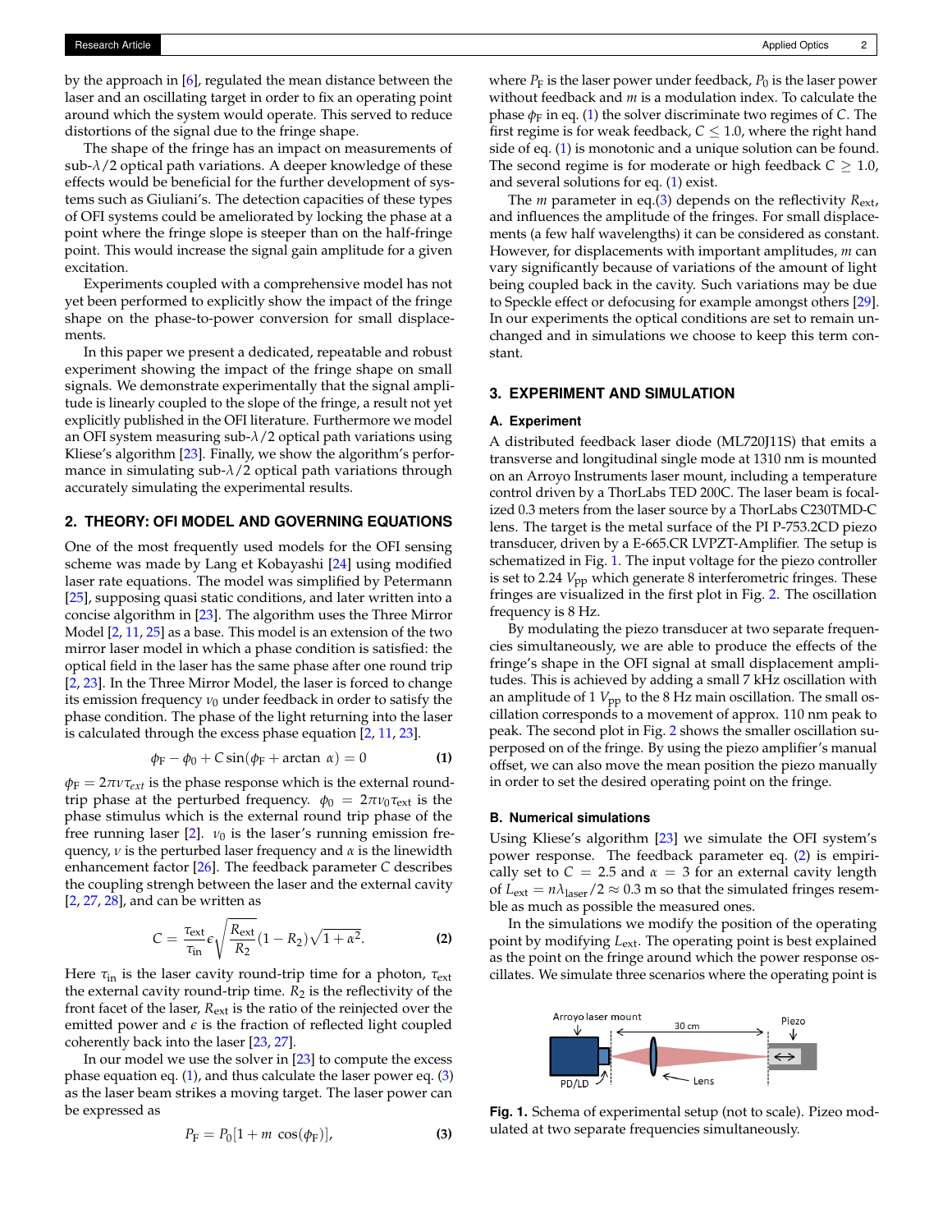by the approach in [6], regulated the mean distance between the laser and an oscillating target in order to fix an operating point around which the system would operate. This served to reduce distortions of the signal due to the fringe shape.

The shape of the fringe has an impact on measurements of sub-$\lambda/2$ optical path variations. A deeper knowledge of these effects would be beneficial for the further development of systems such as Giuliani's. The detection capacities of these types of OFI systems could be ameliorated by locking the phase at a point where the fringe slope is steeper than on the half-fringe point. This would increase the signal gain amplitude for a given excitation.

Experiments coupled with a comprehensive model has not yet been performed to explicitly show the impact of the fringe shape on the phase-to-power conversion for small displacements.

In this paper we present a dedicated, repeatable and robust experiment showing the impact of the fringe shape on small signals. We demonstrate experimentally that the signal amplitude is linearly coupled to the slope of the fringe, a result not yet explicitly published in the OFI literature. Furthermore we model an OFI system measuring sub-$\lambda/2$ optical path variations using Kliese's algorithm [23]. Finally, we show the algorithm's performance in simulating sub-$\lambda/2$ optical path variations through accurately simulating the experimental results.

## 2. THEORY: OFI MODEL AND GOVERNING EQUATIONS

One of the most frequently used models for the OFI sensing scheme was made by Lang et Kobayashi [24] using modified laser rate equations. The model was simplified by Petermann [25], supposing quasi static conditions, and later written into a concise algorithm in [23]. The algorithm uses the Three Mirror Model [2, 11, 25] as a base. This model is an extension of the two mirror laser model in which a phase condition is satisfied: the optical field in the laser has the same phase after one round trip [2, 23]. In the Three Mirror Model, the laser is forced to change its emission frequency $\nu_0$ under feedback in order to satisfy the phase condition. The phase of the light returning into the laser is calculated through the excess phase equation [2, 11, 23].

$$\phi_F - \phi_0 + C \sin(\phi_F + \arctan\,\alpha) = 0 \tag{1}$$

$\phi_F = 2\pi\nu\tau_{ext}$ is the phase response which is the external round-trip phase at the perturbed frequency. $\phi_0 = 2\pi\nu_0\tau_{ext}$ is the phase stimulus which is the external round trip phase of the free running laser [2]. $\nu_0$ is the laser's running emission frequency, $\nu$ is the perturbed laser frequency and $\alpha$ is the linewidth enhancement factor [26]. The feedback parameter $C$ describes the coupling strengh between the laser and the external cavity [2, 27, 28], and can be written as

$$C = \frac{\tau_{ext}}{\tau_{in}}\epsilon\sqrt{\frac{R_{ext}}{R_2}}(1-R_2)\sqrt{1+\alpha^2}. \tag{2}$$

Here $\tau_{in}$ is the laser cavity round-trip time for a photon, $\tau_{ext}$ the external cavity round-trip time. $R_2$ is the reflectivity of the front facet of the laser, $R_{ext}$ is the ratio of the reinjected over the emitted power and $\epsilon$ is the fraction of reflected light coupled coherently back into the laser [23, 27].

In our model we use the solver in [23] to compute the excess phase equation eq. (1), and thus calculate the laser power eq. (3) as the laser beam strikes a moving target. The laser power can be expressed as

$$P_F = P_0[1 + m\,\cos(\phi_F)], \tag{3}$$

where $P_F$ is the laser power under feedback, $P_0$ is the laser power without feedback and $m$ is a modulation index. To calculate the phase $\phi_F$ in eq. (1) the solver discriminate two regimes of $C$. The first regime is for weak feedback, $C \leq 1.0$, where the right hand side of eq. (1) is monotonic and a unique solution can be found. The second regime is for moderate or high feedback $C \geq 1.0$, and several solutions for eq. (1) exist.

The $m$ parameter in eq.(3) depends on the reflectivity $R_{ext}$, and influences the amplitude of the fringes. For small displacements (a few half wavelengths) it can be considered as constant. However, for displacements with important amplitudes, $m$ can vary significantly because of variations of the amount of light being coupled back in the cavity. Such variations may be due to Speckle effect or defocusing for example amongst others [29]. In our experiments the optical conditions are set to remain unchanged and in simulations we choose to keep this term constant.

## 3. EXPERIMENT AND SIMULATION

### A. Experiment

A distributed feedback laser diode (ML720J11S) that emits a transverse and longitudinal single mode at 1310 nm is mounted on an Arroyo Instruments laser mount, including a temperature control driven by a ThorLabs TED 200C. The laser beam is focalized 0.3 meters from the laser source by a ThorLabs C230TMD-C lens. The target is the metal surface of the PI P-753.2CD piezo transducer, driven by a E-665.CR LVPZT-Amplifier. The setup is schematized in Fig. 1. The input voltage for the piezo controller is set to 2.24 $V_{pp}$ which generate 8 interferometric fringes. These fringes are visualized in the first plot in Fig. 2. The oscillation frequency is 8 Hz.

By modulating the piezo transducer at two separate frequencies simultaneously, we are able to produce the effects of the fringe's shape in the OFI signal at small displacement amplitudes. This is achieved by adding a small 7 kHz oscillation with an amplitude of 1 $V_{pp}$ to the 8 Hz main oscillation. The small oscillation corresponds to a movement of approx. 110 nm peak to peak. The second plot in Fig. 2 shows the smaller oscillation superposed on of the fringe. By using the piezo amplifier's manual offset, we can also move the mean position the piezo manually in order to set the desired operating point on the fringe.

### B. Numerical simulations

Using Kliese's algorithm [23] we simulate the OFI system's power response. The feedback parameter eq. (2) is empirically set to $C = 2.5$ and $\alpha = 3$ for an external cavity length of $L_{ext} = n\lambda_{laser}/2 \approx 0.3$ m so that the simulated fringes resemble as much as possible the measured ones.

In the simulations we modify the position of the operating point by modifying $L_{ext}$. The operating point is best explained as the point on the fringe around which the power response oscillates. We simulate three scenarios where the operating point is

Arroyo laser mount — 30 cm — Piezo — PD/LD — Lens

**Fig. 1.** Schema of experimental setup (not to scale). Pizeo modulated at two separate frequencies simultaneously.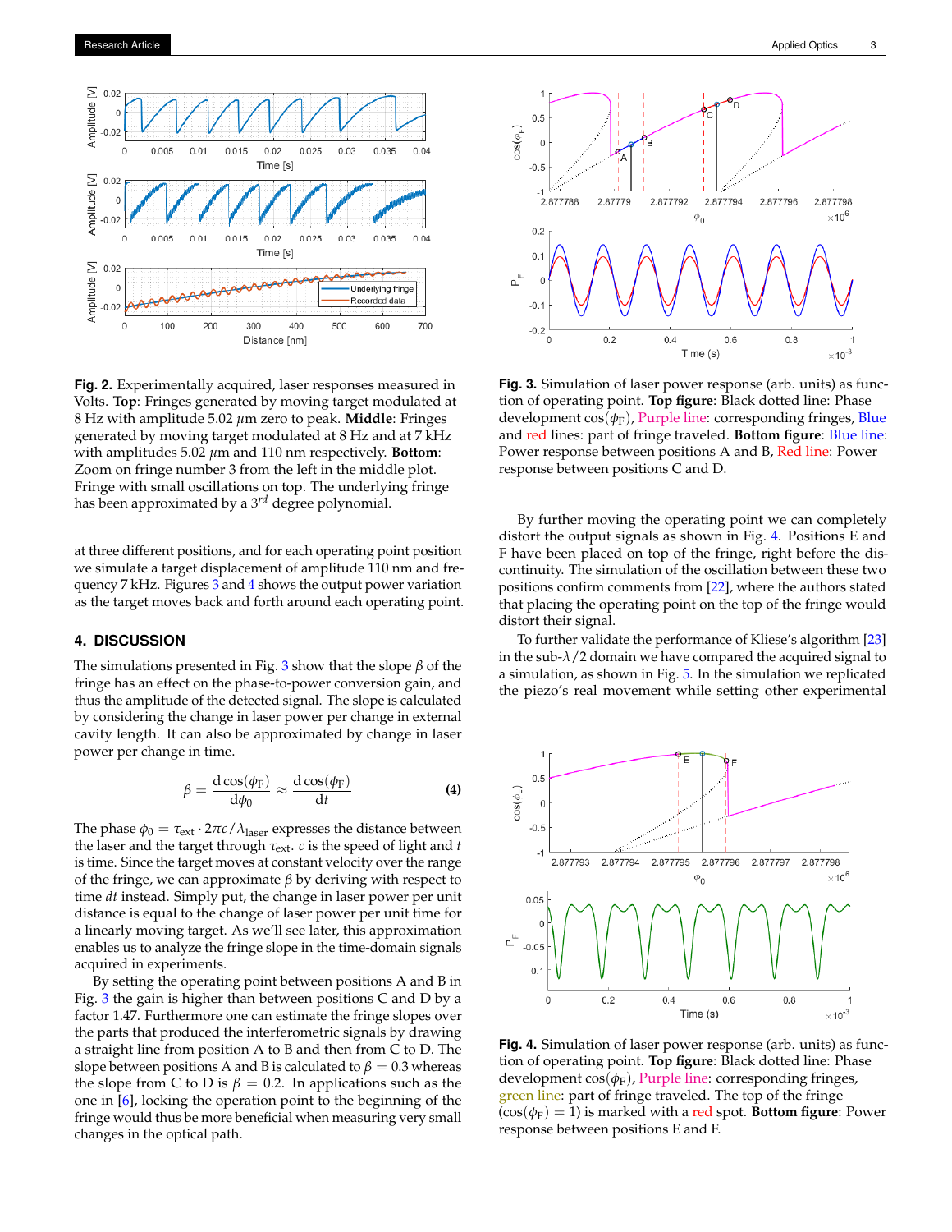**Fig. 2.** Experimentally acquired, laser responses measured in Volts. **Top**: Fringes generated by moving target modulated at 8 Hz with amplitude 5.02 $\mu$m zero to peak. **Middle**: Fringes generated by moving target modulated at 8 Hz and at 7 kHz with amplitudes 5.02 $\mu$m and 110 nm respectively. **Bottom**: Zoom on fringe number 3 from the left in the middle plot. Fringe with small oscillations on top. The underlying fringe has been approximated by a $3^{rd}$ degree polynomial.

at three different positions, and for each operating point position we simulate a target displacement of amplitude 110 nm and frequency 7 kHz. Figures 3 and 4 shows the output power variation as the target moves back and forth around each operating point.

## 4. DISCUSSION

The simulations presented in Fig. 3 show that the slope $\beta$ of the fringe has an effect on the phase-to-power conversion gain, and thus the amplitude of the detected signal. The slope is calculated by considering the change in laser power per change in external cavity length. It can also be approximated by change in laser power per change in time.

$$\beta = \frac{\mathrm{d}\cos(\phi_F)}{\mathrm{d}\phi_0} \approx \frac{\mathrm{d}\cos(\phi_F)}{\mathrm{d}t} \quad \textbf{(4)}$$

The phase $\phi_0 = \tau_{\text{ext}} \cdot 2\pi c/\lambda_{\text{laser}}$ expresses the distance between the laser and the target through $\tau_{\text{ext}}$. $c$ is the speed of light and $t$ is time. Since the target moves at constant velocity over the range of the fringe, we can approximate $\beta$ by deriving with respect to time $dt$ instead. Simply put, the change in laser power per unit distance is equal to the change of laser power per unit time for a linearly moving target. As we'll see later, this approximation enables us to analyze the fringe slope in the time-domain signals acquired in experiments.

By setting the operating point between positions A and B in Fig. 3 the gain is higher than between positions C and D by a factor 1.47. Furthermore one can estimate the fringe slopes over the parts that produced the interferometric signals by drawing a straight line from position A to B and then from C to D. The slope between positions A and B is calculated to $\beta = 0.3$ whereas the slope from C to D is $\beta = 0.2$. In applications such as the one in [6], locking the operation point to the beginning of the fringe would thus be more beneficial when measuring very small changes in the optical path.

**Fig. 3.** Simulation of laser power response (arb. units) as function of operating point. **Top figure**: Black dotted line: Phase development $\cos(\phi_F)$, Purple line: corresponding fringes, Blue and red lines: part of fringe traveled. **Bottom figure**: Blue line: Power response between positions A and B, Red line: Power response between positions C and D.

By further moving the operating point we can completely distort the output signals as shown in Fig. 4. Positions E and F have been placed on top of the fringe, right before the discontinuity. The simulation of the oscillation between these two positions confirm comments from [22], where the authors stated that placing the operating point on the top of the fringe would distort their signal.

To further validate the performance of Kliese's algorithm [23] in the sub-$\lambda/2$ domain we have compared the acquired signal to a simulation, as shown in Fig. 5. In the simulation we replicated the piezo's real movement while setting other experimental

**Fig. 4.** Simulation of laser power response (arb. units) as function of operating point. **Top figure**: Black dotted line: Phase development $\cos(\phi_F)$, Purple line: corresponding fringes, green line: part of fringe traveled. The top of the fringe ($\cos(\phi_F) = 1$) is marked with a red spot. **Bottom figure**: Power response between positions E and F.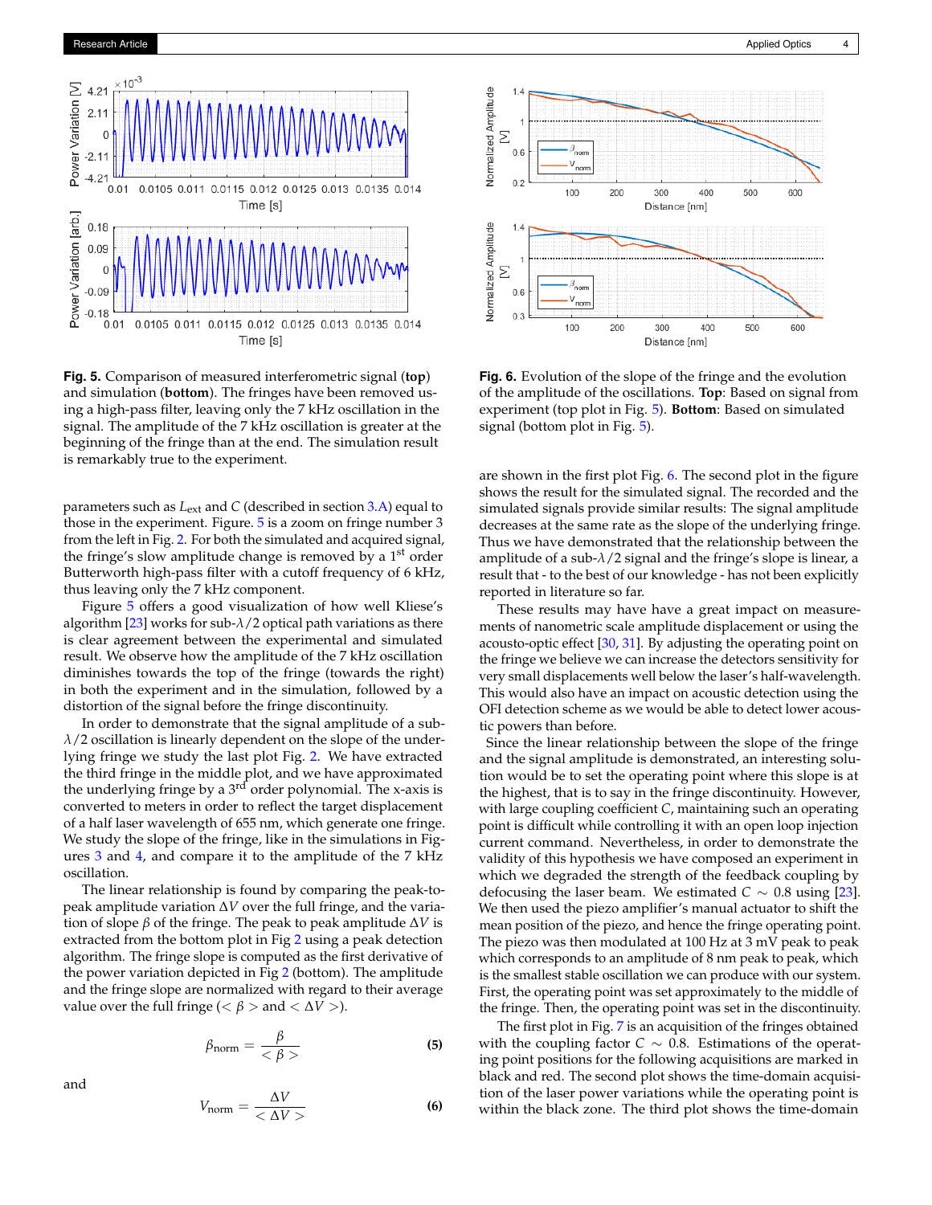**Fig. 5.** Comparison of measured interferometric signal (**top**) and simulation (**bottom**). The fringes have been removed using a high-pass filter, leaving only the 7 kHz oscillation in the signal. The amplitude of the 7 kHz oscillation is greater at the beginning of the fringe than at the end. The simulation result is remarkably true to the experiment.

**Fig. 6.** Evolution of the slope of the fringe and the evolution of the amplitude of the oscillations. **Top**: Based on signal from experiment (top plot in Fig. 5). **Bottom**: Based on simulated signal (bottom plot in Fig. 5).

parameters such as $L_{ext}$ and $C$ (described in section 3.A) equal to those in the experiment. Figure. 5 is a zoom on fringe number 3 from the left in Fig. 2. For both the simulated and acquired signal, the fringe's slow amplitude change is removed by a 1[st] order Butterworth high-pass filter with a cutoff frequency of 6 kHz, thus leaving only the 7 kHz component.

Figure 5 offers a good visualization of how well Kliese's algorithm [23] works for sub-$\lambda/2$ optical path variations as there is clear agreement between the experimental and simulated result. We observe how the amplitude of the 7 kHz oscillation diminishes towards the top of the fringe (towards the right) in both the experiment and in the simulation, followed by a distortion of the signal before the fringe discontinuity.

In order to demonstrate that the signal amplitude of a sub-$\lambda/2$ oscillation is linearly dependent on the slope of the underlying fringe we study the last plot Fig. 2. We have extracted the third fringe in the middle plot, and we have approximated the underlying fringe by a 3[rd] order polynomial. The x-axis is converted to meters in order to reflect the target displacement of a half laser wavelength of 655 nm, which generate one fringe. We study the slope of the fringe, like in the simulations in Figures 3 and 4, and compare it to the amplitude of the 7 kHz oscillation.

The linear relationship is found by comparing the peak-to-peak amplitude variation $\Delta V$ over the full fringe, and the variation of slope $\beta$ of the fringe. The peak to peak amplitude $\Delta V$ is extracted from the bottom plot in Fig 2 using a peak detection algorithm. The fringe slope is computed as the first derivative of the power variation depicted in Fig 2 (bottom). The amplitude and the fringe slope are normalized with regard to their average value over the full fringe ($<\beta>$ and $<\Delta V>$).

$$\beta_{\text{norm}} = \frac{\beta}{<\beta>} \tag{5}$$

and

$$V_{\text{norm}} = \frac{\Delta V}{<\Delta V>} \tag{6}$$

are shown in the first plot Fig. 6. The second plot in the figure shows the result for the simulated signal. The recorded and the simulated signals provide similar results: The signal amplitude decreases at the same rate as the slope of the underlying fringe. Thus we have demonstrated that the relationship between the amplitude of a sub-$\lambda/2$ signal and the fringe's slope is linear, a result that - to the best of our knowledge - has not been explicitly reported in literature so far.

These results may have have a great impact on measurements of nanometric scale amplitude displacement or using the acousto-optic effect [30, 31]. By adjusting the operating point on the fringe we believe we can increase the detectors sensitivity for very small displacements well below the laser's half-wavelength. This would also have an impact on acoustic detection using the OFI detection scheme as we would be able to detect lower acoustic powers than before.

Since the linear relationship between the slope of the fringe and the signal amplitude is demonstrated, an interesting solution would be to set the operating point where this slope is at the highest, that is to say in the fringe discontinuity. However, with large coupling coefficient $C$, maintaining such an operating point is difficult while controlling it with an open loop injection current command. Nevertheless, in order to demonstrate the validity of this hypothesis we have composed an experiment in which we degraded the strength of the feedback coupling by defocusing the laser beam. We estimated $C \sim 0.8$ using [23]. We then used the piezo amplifier's manual actuator to shift the mean position of the piezo, and hence the fringe operating point. The piezo was then modulated at 100 Hz at 3 mV peak to peak which corresponds to an amplitude of 8 nm peak to peak, which is the smallest stable oscillation we can produce with our system. First, the operating point was set approximately to the middle of the fringe. Then, the operating point was set in the discontinuity.

The first plot in Fig. 7 is an acquisition of the fringes obtained with the coupling factor $C \sim 0.8$. Estimations of the operating point positions for the following acquisitions are marked in black and red. The second plot shows the time-domain acquisition of the laser power variations while the operating point is within the black zone. The third plot shows the time-domain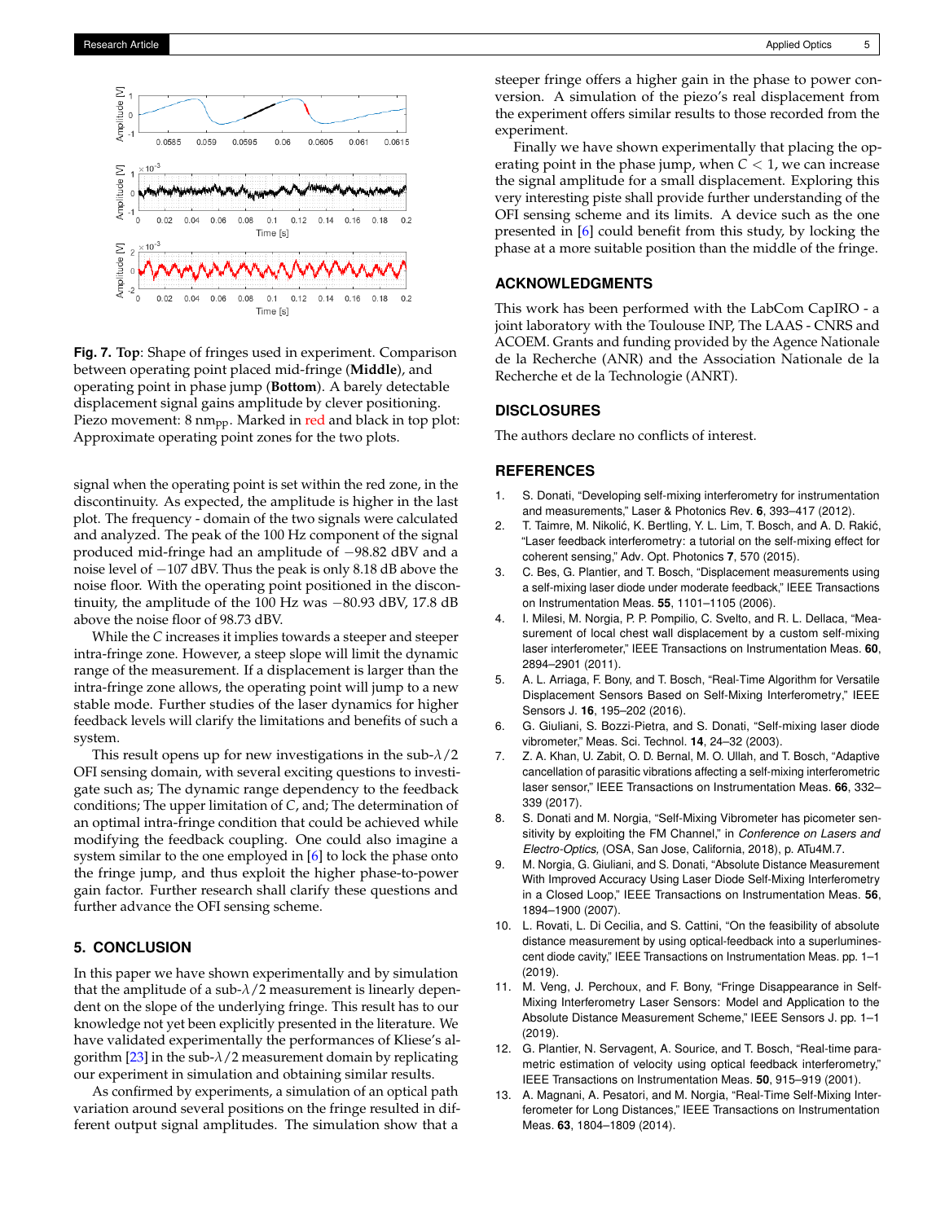**Fig. 7. Top**: Shape of fringes used in experiment. Comparison between operating point placed mid-fringe (**Middle**), and operating point in phase jump (**Bottom**). A barely detectable displacement signal gains amplitude by clever positioning. Piezo movement: 8 $nm_{pp}$. Marked in red and black in top plot: Approximate operating point zones for the two plots.

signal when the operating point is set within the red zone, in the discontinuity. As expected, the amplitude is higher in the last plot. The frequency - domain of the two signals were calculated and analyzed. The peak of the 100 Hz component of the signal produced mid-fringe had an amplitude of $-98.82$ dBV and a noise level of $-107$ dBV. Thus the peak is only 8.18 dB above the noise floor. With the operating point positioned in the discontinuity, the amplitude of the 100 Hz was $-80.93$ dBV, 17.8 dB above the noise floor of 98.73 dBV.

While the $C$ increases it implies towards a steeper and steeper intra-fringe zone. However, a steep slope will limit the dynamic range of the measurement. If a displacement is larger than the intra-fringe zone allows, the operating point will jump to a new stable mode. Further studies of the laser dynamics for higher feedback levels will clarify the limitations and benefits of such a system.

This result opens up for new investigations in the sub-$\lambda/2$ OFI sensing domain, with several exciting questions to investigate such as; The dynamic range dependency to the feedback conditions; The upper limitation of $C$, and; The determination of an optimal intra-fringe condition that could be achieved while modifying the feedback coupling. One could also imagine a system similar to the one employed in [6] to lock the phase onto the fringe jump, and thus exploit the higher phase-to-power gain factor. Further research shall clarify these questions and further advance the OFI sensing scheme.

## 5. CONCLUSION

In this paper we have shown experimentally and by simulation that the amplitude of a sub-$\lambda/2$ measurement is linearly dependent on the slope of the underlying fringe. This result has to our knowledge not yet been explicitly presented in the literature. We have validated experimentally the performances of Kliese's algorithm [23] in the sub-$\lambda/2$ measurement domain by replicating our experiment in simulation and obtaining similar results.

As confirmed by experiments, a simulation of an optical path variation around several positions on the fringe resulted in different output signal amplitudes. The simulation show that a steeper fringe offers a higher gain in the phase to power conversion. A simulation of the piezo's real displacement from the experiment offers similar results to those recorded from the experiment.

Finally we have shown experimentally that placing the operating point in the phase jump, when $C < 1$, we can increase the signal amplitude for a small displacement. Exploring this very interesting piste shall provide further understanding of the OFI sensing scheme and its limits. A device such as the one presented in [6] could benefit from this study, by locking the phase at a more suitable position than the middle of the fringe.

## ACKNOWLEDGMENTS

This work has been performed with the LabCom CapIRO - a joint laboratory with the Toulouse INP, The LAAS - CNRS and ACOEM. Grants and funding provided by the Agence Nationale de la Recherche (ANR) and the Association Nationale de la Recherche et de la Technologie (ANRT).

## DISCLOSURES

The authors declare no conflicts of interest.

## REFERENCES

1. S. Donati, "Developing self-mixing interferometry for instrumentation and measurements," Laser & Photonics Rev. **6**, 393–417 (2012).
2. T. Taimre, M. Nikolić, K. Bertling, Y. L. Lim, T. Bosch, and A. D. Rakić, "Laser feedback interferometry: a tutorial on the self-mixing effect for coherent sensing," Adv. Opt. Photonics **7**, 570 (2015).
3. C. Bes, G. Plantier, and T. Bosch, "Displacement measurements using a self-mixing laser diode under moderate feedback," IEEE Transactions on Instrumentation Meas. **55**, 1101–1105 (2006).
4. I. Milesi, M. Norgia, P. P. Pompilio, C. Svelto, and R. L. Dellaca, "Measurement of local chest wall displacement by a custom self-mixing laser interferometer," IEEE Transactions on Instrumentation Meas. **60**, 2894–2901 (2011).
5. A. L. Arriaga, F. Bony, and T. Bosch, "Real-Time Algorithm for Versatile Displacement Sensors Based on Self-Mixing Interferometry," IEEE Sensors J. **16**, 195–202 (2016).
6. G. Giuliani, S. Bozzi-Pietra, and S. Donati, "Self-mixing laser diode vibrometer," Meas. Sci. Technol. **14**, 24–32 (2003).
7. Z. A. Khan, U. Zabit, O. D. Bernal, M. O. Ullah, and T. Bosch, "Adaptive cancellation of parasitic vibrations affecting a self-mixing interferometric laser sensor," IEEE Transactions on Instrumentation Meas. **66**, 332–339 (2017).
8. S. Donati and M. Norgia, "Self-Mixing Vibrometer has picometer sensitivity by exploiting the FM Channel," in *Conference on Lasers and Electro-Optics,* (OSA, San Jose, California, 2018), p. ATu4M.7.
9. M. Norgia, G. Giuliani, and S. Donati, "Absolute Distance Measurement With Improved Accuracy Using Laser Diode Self-Mixing Interferometry in a Closed Loop," IEEE Transactions on Instrumentation Meas. **56**, 1894–1900 (2007).
10. L. Rovati, L. Di Cecilia, and S. Cattini, "On the feasibility of absolute distance measurement by using optical-feedback into a superluminescent diode cavity," IEEE Transactions on Instrumentation Meas. pp. 1–1 (2019).
11. M. Veng, J. Perchoux, and F. Bony, "Fringe Disappearance in Self-Mixing Interferometry Laser Sensors: Model and Application to the Absolute Distance Measurement Scheme," IEEE Sensors J. pp. 1–1 (2019).
12. G. Plantier, N. Servagent, A. Sourice, and T. Bosch, "Real-time parametric estimation of velocity using optical feedback interferometry," IEEE Transactions on Instrumentation Meas. **50**, 915–919 (2001).
13. A. Magnani, A. Pesatori, and M. Norgia, "Real-Time Self-Mixing Interferometer for Long Distances," IEEE Transactions on Instrumentation Meas. **63**, 1804–1809 (2014).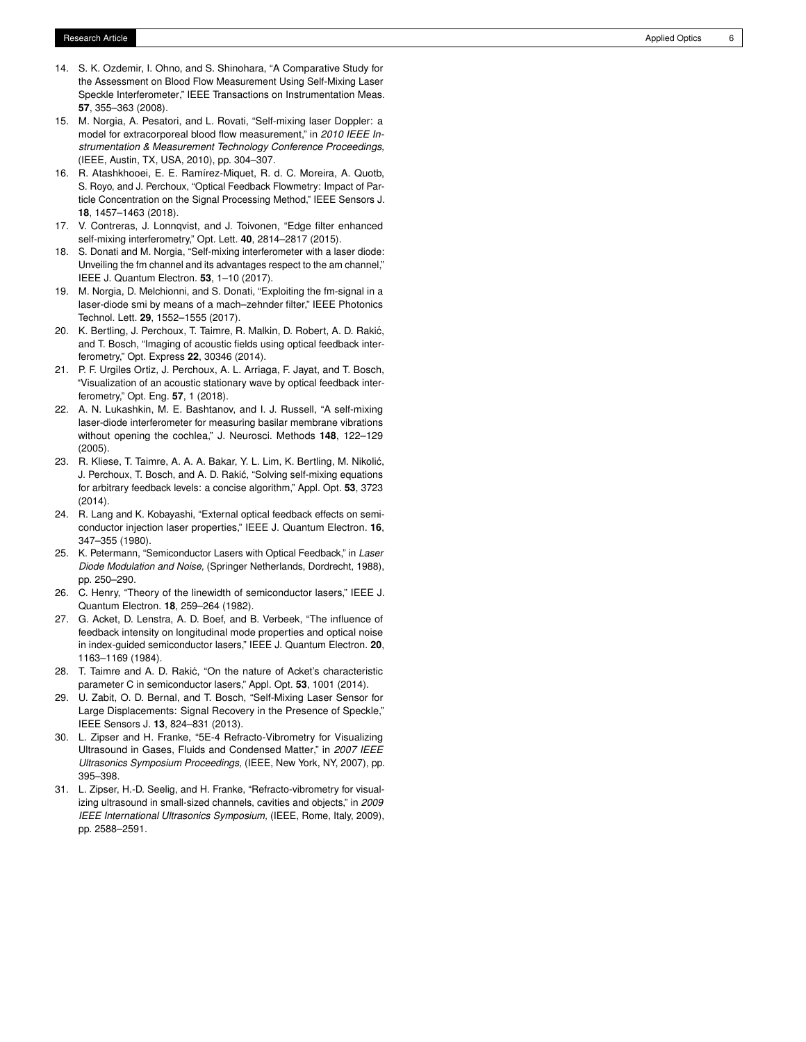14. S. K. Ozdemir, I. Ohno, and S. Shinohara, "A Comparative Study for the Assessment on Blood Flow Measurement Using Self-Mixing Laser Speckle Interferometer," IEEE Transactions on Instrumentation Meas. **57**, 355–363 (2008).
15. M. Norgia, A. Pesatori, and L. Rovati, "Self-mixing laser Doppler: a model for extracorporeal blood flow measurement," in *2010 IEEE Instrumentation & Measurement Technology Conference Proceedings,* (IEEE, Austin, TX, USA, 2010), pp. 304–307.
16. R. Atashkhooei, E. E. Ramírez-Miquet, R. d. C. Moreira, A. Quotb, S. Royo, and J. Perchoux, "Optical Feedback Flowmetry: Impact of Particle Concentration on the Signal Processing Method," IEEE Sensors J. **18**, 1457–1463 (2018).
17. V. Contreras, J. Lonnqvist, and J. Toivonen, "Edge filter enhanced self-mixing interferometry," Opt. Lett. **40**, 2814–2817 (2015).
18. S. Donati and M. Norgia, "Self-mixing interferometer with a laser diode: Unveiling the fm channel and its advantages respect to the am channel," IEEE J. Quantum Electron. **53**, 1–10 (2017).
19. M. Norgia, D. Melchionni, and S. Donati, "Exploiting the fm-signal in a laser-diode smi by means of a mach–zehnder filter," IEEE Photonics Technol. Lett. **29**, 1552–1555 (2017).
20. K. Bertling, J. Perchoux, T. Taimre, R. Malkin, D. Robert, A. D. Rakić, and T. Bosch, "Imaging of acoustic fields using optical feedback interferometry," Opt. Express **22**, 30346 (2014).
21. P. F. Urgiles Ortiz, J. Perchoux, A. L. Arriaga, F. Jayat, and T. Bosch, "Visualization of an acoustic stationary wave by optical feedback interferometry," Opt. Eng. **57**, 1 (2018).
22. A. N. Lukashkin, M. E. Bashtanov, and I. J. Russell, "A self-mixing laser-diode interferometer for measuring basilar membrane vibrations without opening the cochlea," J. Neurosci. Methods **148**, 122–129 (2005).
23. R. Kliese, T. Taimre, A. A. A. Bakar, Y. L. Lim, K. Bertling, M. Nikolić, J. Perchoux, T. Bosch, and A. D. Rakić, "Solving self-mixing equations for arbitrary feedback levels: a concise algorithm," Appl. Opt. **53**, 3723 (2014).
24. R. Lang and K. Kobayashi, "External optical feedback effects on semiconductor injection laser properties," IEEE J. Quantum Electron. **16**, 347–355 (1980).
25. K. Petermann, "Semiconductor Lasers with Optical Feedback," in *Laser Diode Modulation and Noise,* (Springer Netherlands, Dordrecht, 1988), pp. 250–290.
26. C. Henry, "Theory of the linewidth of semiconductor lasers," IEEE J. Quantum Electron. **18**, 259–264 (1982).
27. G. Acket, D. Lenstra, A. D. Boef, and B. Verbeek, "The influence of feedback intensity on longitudinal mode properties and optical noise in index-guided semiconductor lasers," IEEE J. Quantum Electron. **20**, 1163–1169 (1984).
28. T. Taimre and A. D. Rakić, "On the nature of Acket's characteristic parameter C in semiconductor lasers," Appl. Opt. **53**, 1001 (2014).
29. U. Zabit, O. D. Bernal, and T. Bosch, "Self-Mixing Laser Sensor for Large Displacements: Signal Recovery in the Presence of Speckle," IEEE Sensors J. **13**, 824–831 (2013).
30. L. Zipser and H. Franke, "5E-4 Refracto-Vibrometry for Visualizing Ultrasound in Gases, Fluids and Condensed Matter," in *2007 IEEE Ultrasonics Symposium Proceedings,* (IEEE, New York, NY, 2007), pp. 395–398.
31. L. Zipser, H.-D. Seelig, and H. Franke, "Refracto-vibrometry for visualizing ultrasound in small-sized channels, cavities and objects," in *2009 IEEE International Ultrasonics Symposium,* (IEEE, Rome, Italy, 2009), pp. 2588–2591.